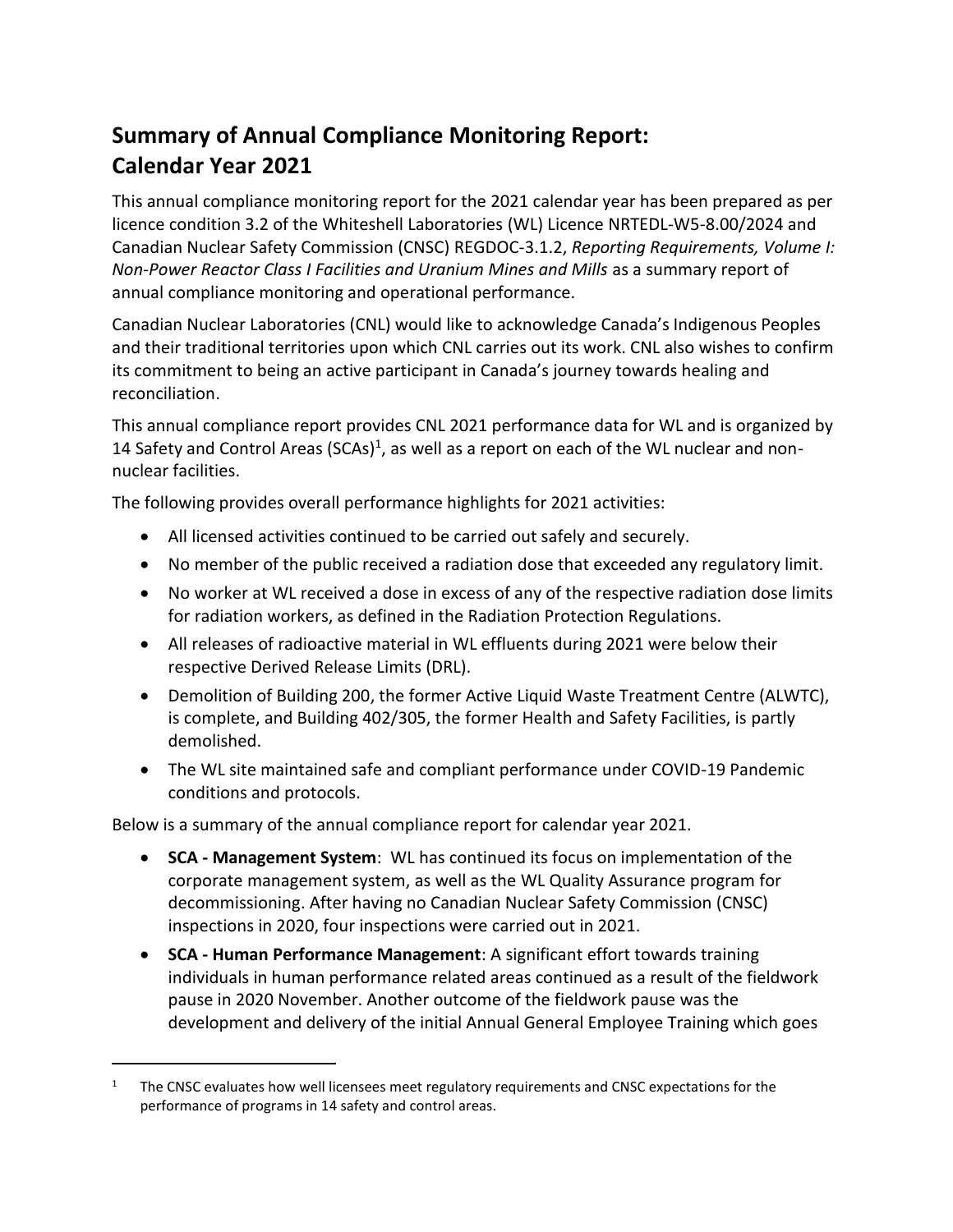# Summary of Annual Compliance Monitoring Report: Calendar Year 2021

This annual compliance monitoring report for the 2021 calendar year has been prepared as per licence condition 3.2 of the Whiteshell Laboratories (WL) Licence NRTEDL-W5-8.00/2024 and Canadian Nuclear Safety Commission (CNSC) REGDOC-3.1.2, *Reporting Requirements, Volume I: Non-Power Reactor Class I Facilities and Uranium Mines and Mills* as a summary report of annual compliance monitoring and operational performance.

Canadian Nuclear Laboratories (CNL) would like to acknowledge Canada's Indigenous Peoples and their traditional territories upon which CNL carries out its work. CNL also wishes to confirm its commitment to being an active participant in Canada's journey towards healing and reconciliation.

This annual compliance report provides CNL 2021 performance data for WL and is organized by 14 Safety and Control Areas (SCAs)[1], as well as a report on each of the WL nuclear and non-nuclear facilities.

The following provides overall performance highlights for 2021 activities:

- All licensed activities continued to be carried out safely and securely.
- No member of the public received a radiation dose that exceeded any regulatory limit.
- No worker at WL received a dose in excess of any of the respective radiation dose limits for radiation workers, as defined in the Radiation Protection Regulations.
- All releases of radioactive material in WL effluents during 2021 were below their respective Derived Release Limits (DRL).
- Demolition of Building 200, the former Active Liquid Waste Treatment Centre (ALWTC), is complete, and Building 402/305, the former Health and Safety Facilities, is partly demolished.
- The WL site maintained safe and compliant performance under COVID-19 Pandemic conditions and protocols.

Below is a summary of the annual compliance report for calendar year 2021.

- **SCA - Management System**: WL has continued its focus on implementation of the corporate management system, as well as the WL Quality Assurance program for decommissioning. After having no Canadian Nuclear Safety Commission (CNSC) inspections in 2020, four inspections were carried out in 2021.
- **SCA - Human Performance Management**: A significant effort towards training individuals in human performance related areas continued as a result of the fieldwork pause in 2020 November. Another outcome of the fieldwork pause was the development and delivery of the initial Annual General Employee Training which goes

[1] The CNSC evaluates how well licensees meet regulatory requirements and CNSC expectations for the performance of programs in 14 safety and control areas.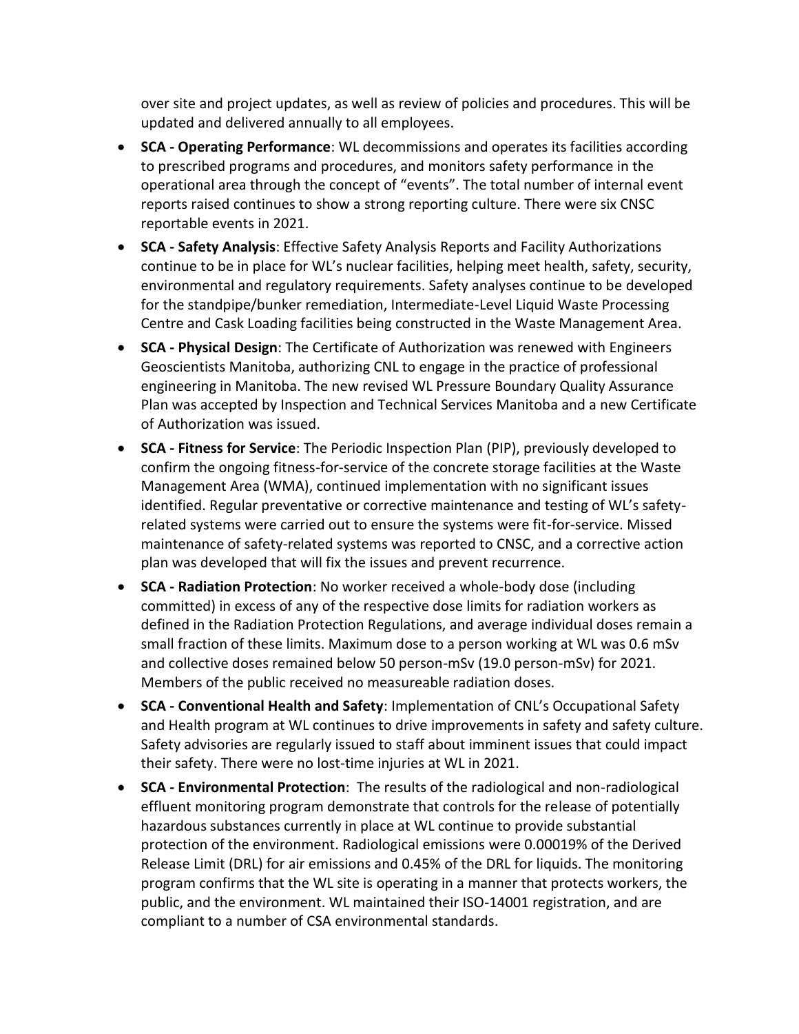over site and project updates, as well as review of policies and procedures. This will be updated and delivered annually to all employees.

- **SCA - Operating Performance**: WL decommissions and operates its facilities according to prescribed programs and procedures, and monitors safety performance in the operational area through the concept of "events". The total number of internal event reports raised continues to show a strong reporting culture. There were six CNSC reportable events in 2021.
- **SCA - Safety Analysis**: Effective Safety Analysis Reports and Facility Authorizations continue to be in place for WL's nuclear facilities, helping meet health, safety, security, environmental and regulatory requirements. Safety analyses continue to be developed for the standpipe/bunker remediation, Intermediate-Level Liquid Waste Processing Centre and Cask Loading facilities being constructed in the Waste Management Area.
- **SCA - Physical Design**: The Certificate of Authorization was renewed with Engineers Geoscientists Manitoba, authorizing CNL to engage in the practice of professional engineering in Manitoba. The new revised WL Pressure Boundary Quality Assurance Plan was accepted by Inspection and Technical Services Manitoba and a new Certificate of Authorization was issued.
- **SCA - Fitness for Service**: The Periodic Inspection Plan (PIP), previously developed to confirm the ongoing fitness-for-service of the concrete storage facilities at the Waste Management Area (WMA), continued implementation with no significant issues identified. Regular preventative or corrective maintenance and testing of WL's safety-related systems were carried out to ensure the systems were fit-for-service. Missed maintenance of safety-related systems was reported to CNSC, and a corrective action plan was developed that will fix the issues and prevent recurrence.
- **SCA - Radiation Protection**: No worker received a whole-body dose (including committed) in excess of any of the respective dose limits for radiation workers as defined in the Radiation Protection Regulations, and average individual doses remain a small fraction of these limits. Maximum dose to a person working at WL was 0.6 mSv and collective doses remained below 50 person-mSv (19.0 person-mSv) for 2021. Members of the public received no measureable radiation doses.
- **SCA - Conventional Health and Safety**: Implementation of CNL's Occupational Safety and Health program at WL continues to drive improvements in safety and safety culture. Safety advisories are regularly issued to staff about imminent issues that could impact their safety. There were no lost-time injuries at WL in 2021.
- **SCA - Environmental Protection**: The results of the radiological and non-radiological effluent monitoring program demonstrate that controls for the release of potentially hazardous substances currently in place at WL continue to provide substantial protection of the environment. Radiological emissions were 0.00019% of the Derived Release Limit (DRL) for air emissions and 0.45% of the DRL for liquids. The monitoring program confirms that the WL site is operating in a manner that protects workers, the public, and the environment. WL maintained their ISO-14001 registration, and are compliant to a number of CSA environmental standards.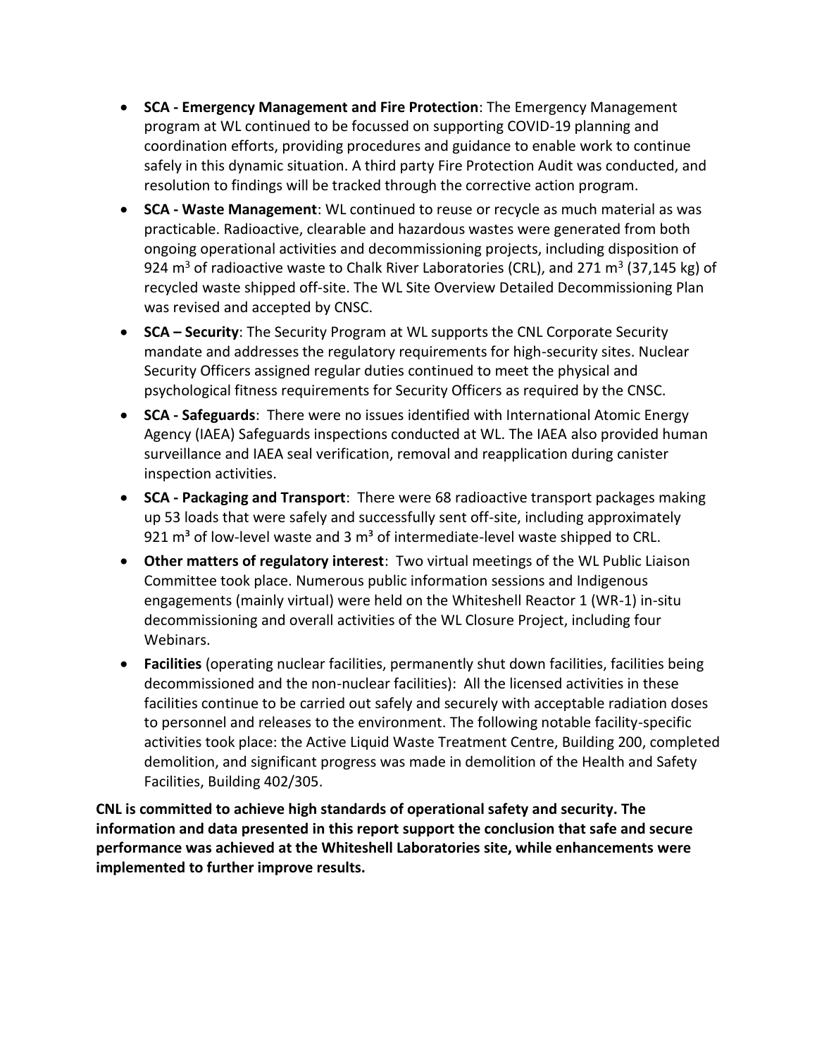- **SCA - Emergency Management and Fire Protection**: The Emergency Management program at WL continued to be focussed on supporting COVID-19 planning and coordination efforts, providing procedures and guidance to enable work to continue safely in this dynamic situation. A third party Fire Protection Audit was conducted, and resolution to findings will be tracked through the corrective action program.
- **SCA - Waste Management**: WL continued to reuse or recycle as much material as was practicable. Radioactive, clearable and hazardous wastes were generated from both ongoing operational activities and decommissioning projects, including disposition of 924 $m^3$ of radioactive waste to Chalk River Laboratories (CRL), and 271 $m^3$ (37,145 kg) of recycled waste shipped off-site. The WL Site Overview Detailed Decommissioning Plan was revised and accepted by CNSC.
- **SCA – Security**: The Security Program at WL supports the CNL Corporate Security mandate and addresses the regulatory requirements for high-security sites. Nuclear Security Officers assigned regular duties continued to meet the physical and psychological fitness requirements for Security Officers as required by the CNSC.
- **SCA - Safeguards**: There were no issues identified with International Atomic Energy Agency (IAEA) Safeguards inspections conducted at WL. The IAEA also provided human surveillance and IAEA seal verification, removal and reapplication during canister inspection activities.
- **SCA - Packaging and Transport**: There were 68 radioactive transport packages making up 53 loads that were safely and successfully sent off-site, including approximately 921 $m^3$ of low-level waste and 3 $m^3$ of intermediate-level waste shipped to CRL.
- **Other matters of regulatory interest**: Two virtual meetings of the WL Public Liaison Committee took place. Numerous public information sessions and Indigenous engagements (mainly virtual) were held on the Whiteshell Reactor 1 (WR-1) in-situ decommissioning and overall activities of the WL Closure Project, including four Webinars.
- **Facilities** (operating nuclear facilities, permanently shut down facilities, facilities being decommissioned and the non-nuclear facilities): All the licensed activities in these facilities continue to be carried out safely and securely with acceptable radiation doses to personnel and releases to the environment. The following notable facility-specific activities took place: the Active Liquid Waste Treatment Centre, Building 200, completed demolition, and significant progress was made in demolition of the Health and Safety Facilities, Building 402/305.

**CNL is committed to achieve high standards of operational safety and security. The information and data presented in this report support the conclusion that safe and secure performance was achieved at the Whiteshell Laboratories site, while enhancements were implemented to further improve results.**